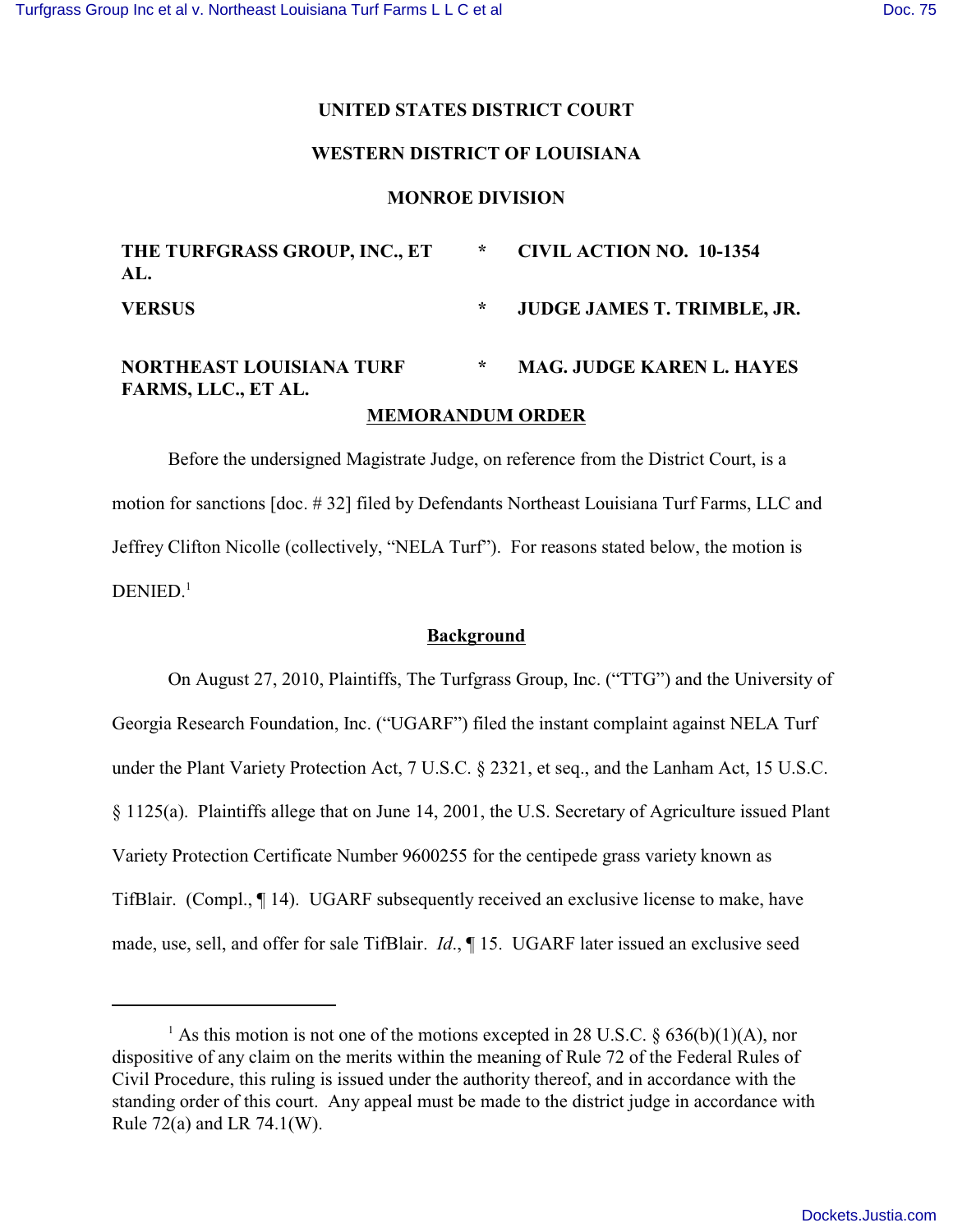**UNITED STATES DISTRICT COURT**

**WESTERN DISTRICT OF LOUISIANA**

**MONROE DIVISION**

| | | |
|---|---|---|
| **THE TURFGRASS GROUP, INC., ET AL.** | * | **CIVIL ACTION NO. 10-1354** |
| **VERSUS** | * | **JUDGE JAMES T. TRIMBLE, JR.** |
| **NORTHEAST LOUISIANA TURF FARMS, LLC., ET AL.** | * | **MAG. JUDGE KAREN L. HAYES** |

**MEMORANDUM ORDER**

Before the undersigned Magistrate Judge, on reference from the District Court, is a motion for sanctions [doc. # 32] filed by Defendants Northeast Louisiana Turf Farms, LLC and Jeffrey Clifton Nicolle (collectively, "NELA Turf"). For reasons stated below, the motion is DENIED.[1]

**Background**

On August 27, 2010, Plaintiffs, The Turfgrass Group, Inc. ("TTG") and the University of Georgia Research Foundation, Inc. ("UGARF") filed the instant complaint against NELA Turf under the Plant Variety Protection Act, 7 U.S.C. § 2321, et seq., and the Lanham Act, 15 U.S.C. § 1125(a). Plaintiffs allege that on June 14, 2001, the U.S. Secretary of Agriculture issued Plant Variety Protection Certificate Number 9600255 for the centipede grass variety known as TifBlair. (Compl., ¶ 14). UGARF subsequently received an exclusive license to make, have made, use, sell, and offer for sale TifBlair. *Id*., ¶ 15. UGARF later issued an exclusive seed

[1] As this motion is not one of the motions excepted in 28 U.S.C. § 636(b)(1)(A), nor dispositive of any claim on the merits within the meaning of Rule 72 of the Federal Rules of Civil Procedure, this ruling is issued under the authority thereof, and in accordance with the standing order of this court. Any appeal must be made to the district judge in accordance with Rule 72(a) and LR 74.1(W).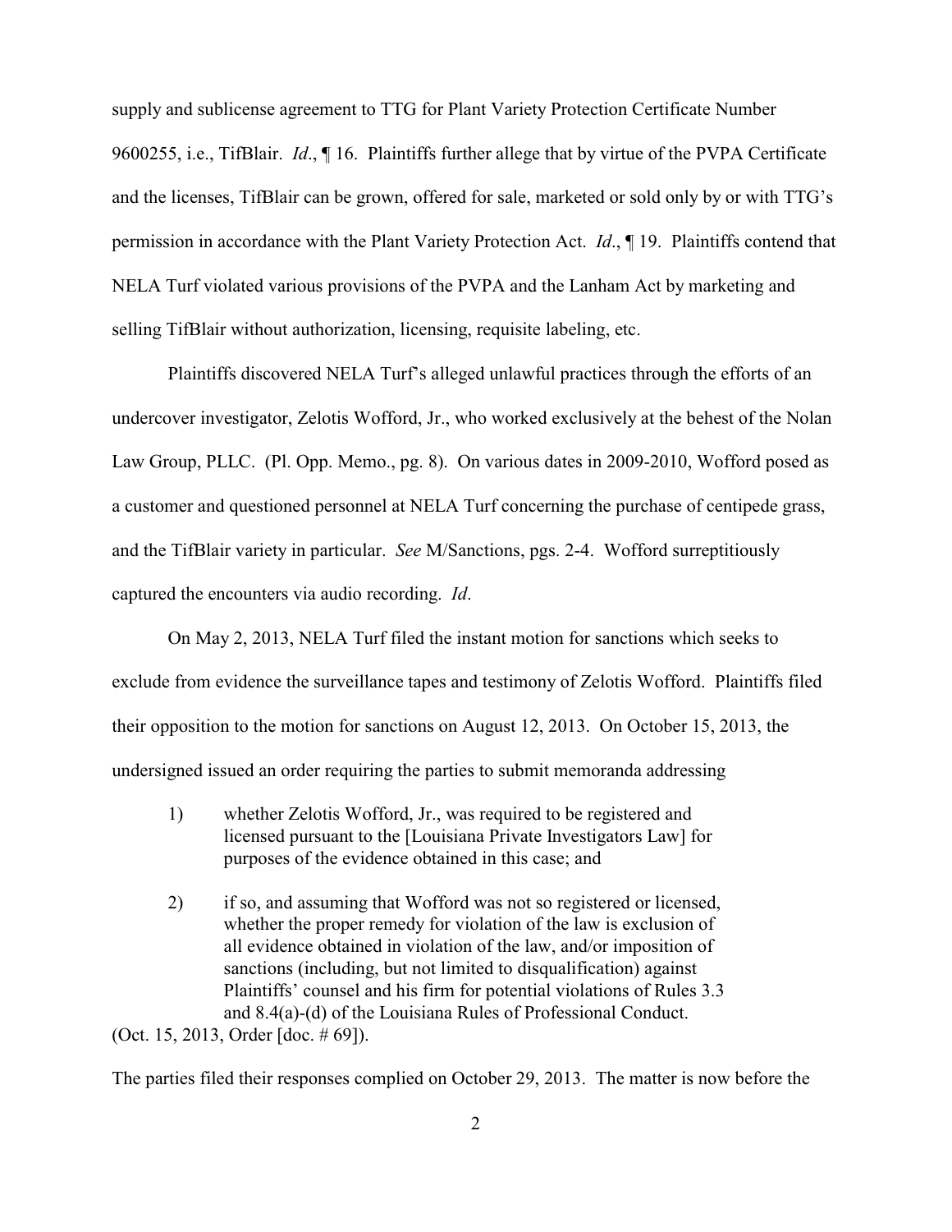supply and sublicense agreement to TTG for Plant Variety Protection Certificate Number 9600255, i.e., TifBlair. *Id*., ¶ 16. Plaintiffs further allege that by virtue of the PVPA Certificate and the licenses, TifBlair can be grown, offered for sale, marketed or sold only by or with TTG's permission in accordance with the Plant Variety Protection Act. *Id*., ¶ 19. Plaintiffs contend that NELA Turf violated various provisions of the PVPA and the Lanham Act by marketing and selling TifBlair without authorization, licensing, requisite labeling, etc.

Plaintiffs discovered NELA Turf's alleged unlawful practices through the efforts of an undercover investigator, Zelotis Wofford, Jr., who worked exclusively at the behest of the Nolan Law Group, PLLC. (Pl. Opp. Memo., pg. 8). On various dates in 2009-2010, Wofford posed as a customer and questioned personnel at NELA Turf concerning the purchase of centipede grass, and the TifBlair variety in particular. *See* M/Sanctions, pgs. 2-4. Wofford surreptitiously captured the encounters via audio recording. *Id*.

On May 2, 2013, NELA Turf filed the instant motion for sanctions which seeks to exclude from evidence the surveillance tapes and testimony of Zelotis Wofford. Plaintiffs filed their opposition to the motion for sanctions on August 12, 2013. On October 15, 2013, the undersigned issued an order requiring the parties to submit memoranda addressing

> 1) whether Zelotis Wofford, Jr., was required to be registered and licensed pursuant to the [Louisiana Private Investigators Law] for purposes of the evidence obtained in this case; and
>
> 2) if so, and assuming that Wofford was not so registered or licensed, whether the proper remedy for violation of the law is exclusion of all evidence obtained in violation of the law, and/or imposition of sanctions (including, but not limited to disqualification) against Plaintiffs' counsel and his firm for potential violations of Rules 3.3 and 8.4(a)-(d) of the Louisiana Rules of Professional Conduct.

(Oct. 15, 2013, Order [doc. # 69]).

The parties filed their responses complied on October 29, 2013. The matter is now before the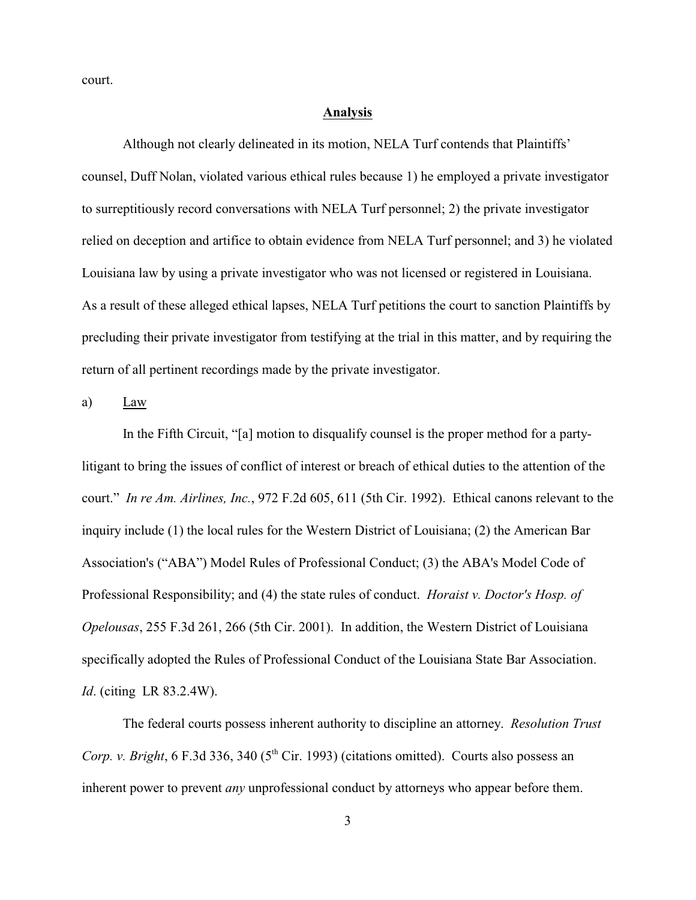court.

## **Analysis**

Although not clearly delineated in its motion, NELA Turf contends that Plaintiffs' counsel, Duff Nolan, violated various ethical rules because 1) he employed a private investigator to surreptitiously record conversations with NELA Turf personnel; 2) the private investigator relied on deception and artifice to obtain evidence from NELA Turf personnel; and 3) he violated Louisiana law by using a private investigator who was not licensed or registered in Louisiana. As a result of these alleged ethical lapses, NELA Turf petitions the court to sanction Plaintiffs by precluding their private investigator from testifying at the trial in this matter, and by requiring the return of all pertinent recordings made by the private investigator.

a) Law

In the Fifth Circuit, "[a] motion to disqualify counsel is the proper method for a party-litigant to bring the issues of conflict of interest or breach of ethical duties to the attention of the court." *In re Am. Airlines, Inc.*, 972 F.2d 605, 611 (5th Cir. 1992). Ethical canons relevant to the inquiry include (1) the local rules for the Western District of Louisiana; (2) the American Bar Association's ("ABA") Model Rules of Professional Conduct; (3) the ABA's Model Code of Professional Responsibility; and (4) the state rules of conduct. *Horaist v. Doctor's Hosp. of Opelousas*, 255 F.3d 261, 266 (5th Cir. 2001). In addition, the Western District of Louisiana specifically adopted the Rules of Professional Conduct of the Louisiana State Bar Association. *Id*. (citing LR 83.2.4W).

The federal courts possess inherent authority to discipline an attorney. *Resolution Trust Corp. v. Bright*, 6 F.3d 336, 340 (5th Cir. 1993) (citations omitted). Courts also possess an inherent power to prevent *any* unprofessional conduct by attorneys who appear before them.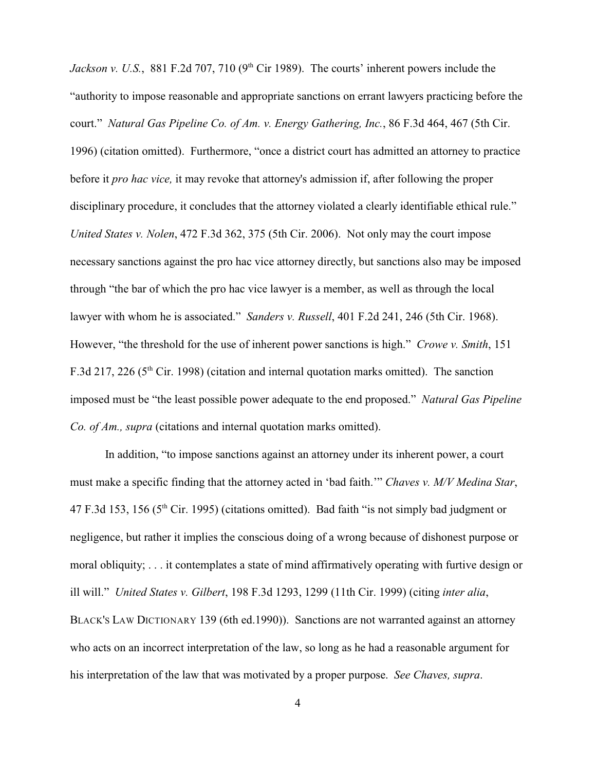*Jackson v. U.S.*, 881 F.2d 707, 710 (9th Cir 1989). The courts' inherent powers include the "authority to impose reasonable and appropriate sanctions on errant lawyers practicing before the court." *Natural Gas Pipeline Co. of Am. v. Energy Gathering, Inc.*, 86 F.3d 464, 467 (5th Cir. 1996) (citation omitted). Furthermore, "once a district court has admitted an attorney to practice before it *pro hac vice,* it may revoke that attorney's admission if, after following the proper disciplinary procedure, it concludes that the attorney violated a clearly identifiable ethical rule." *United States v. Nolen*, 472 F.3d 362, 375 (5th Cir. 2006). Not only may the court impose necessary sanctions against the pro hac vice attorney directly, but sanctions also may be imposed through "the bar of which the pro hac vice lawyer is a member, as well as through the local lawyer with whom he is associated." *Sanders v. Russell*, 401 F.2d 241, 246 (5th Cir. 1968). However, "the threshold for the use of inherent power sanctions is high." *Crowe v. Smith*, 151 F.3d 217, 226 (5th Cir. 1998) (citation and internal quotation marks omitted). The sanction imposed must be "the least possible power adequate to the end proposed." *Natural Gas Pipeline Co. of Am., supra* (citations and internal quotation marks omitted).

In addition, "to impose sanctions against an attorney under its inherent power, a court must make a specific finding that the attorney acted in 'bad faith.'" *Chaves v. M/V Medina Star*, 47 F.3d 153, 156 (5th Cir. 1995) (citations omitted). Bad faith "is not simply bad judgment or negligence, but rather it implies the conscious doing of a wrong because of dishonest purpose or moral obliquity; . . . it contemplates a state of mind affirmatively operating with furtive design or ill will." *United States v. Gilbert*, 198 F.3d 1293, 1299 (11th Cir. 1999) (citing *inter alia*, BLACK'S LAW DICTIONARY 139 (6th ed.1990)). Sanctions are not warranted against an attorney who acts on an incorrect interpretation of the law, so long as he had a reasonable argument for his interpretation of the law that was motivated by a proper purpose. *See Chaves, supra*.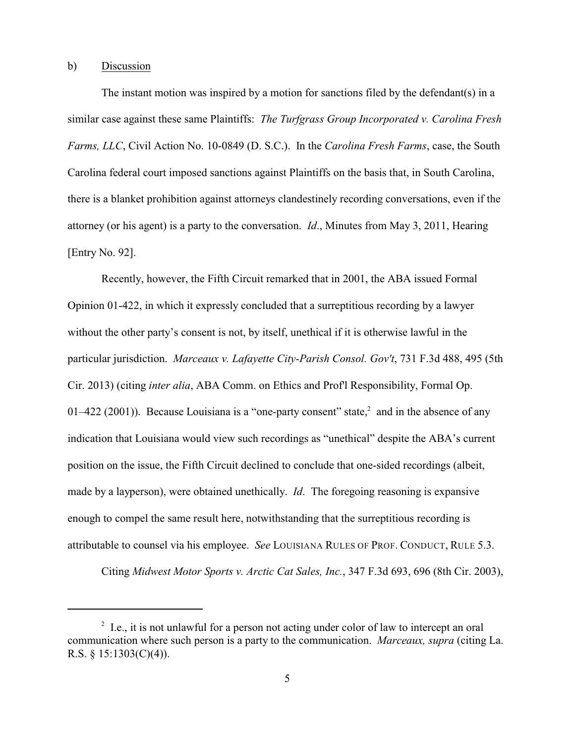b) Discussion

The instant motion was inspired by a motion for sanctions filed by the defendant(s) in a similar case against these same Plaintiffs: *The Turfgrass Group Incorporated v. Carolina Fresh Farms, LLC*, Civil Action No. 10-0849 (D. S.C.). In the *Carolina Fresh Farms*, case, the South Carolina federal court imposed sanctions against Plaintiffs on the basis that, in South Carolina, there is a blanket prohibition against attorneys clandestinely recording conversations, even if the attorney (or his agent) is a party to the conversation. *Id*., Minutes from May 3, 2011, Hearing [Entry No. 92].

Recently, however, the Fifth Circuit remarked that in 2001, the ABA issued Formal Opinion 01-422, in which it expressly concluded that a surreptitious recording by a lawyer without the other party's consent is not, by itself, unethical if it is otherwise lawful in the particular jurisdiction. *Marceaux v. Lafayette City-Parish Consol. Gov't*, 731 F.3d 488, 495 (5th Cir. 2013) (citing *inter alia*, ABA Comm. on Ethics and Prof'l Responsibility, Formal Op. 01–422 (2001)). Because Louisiana is a "one-party consent" state,[2] and in the absence of any indication that Louisiana would view such recordings as "unethical" despite the ABA's current position on the issue, the Fifth Circuit declined to conclude that one-sided recordings (albeit, made by a layperson), were obtained unethically. *Id*. The foregoing reasoning is expansive enough to compel the same result here, notwithstanding that the surreptitious recording is attributable to counsel via his employee. *See* LOUISIANA RULES OF PROF. CONDUCT, RULE 5.3.

Citing *Midwest Motor Sports v. Arctic Cat Sales, Inc.*, 347 F.3d 693, 696 (8th Cir. 2003),

---

[2] I.e., it is not unlawful for a person not acting under color of law to intercept an oral communication where such person is a party to the communication. *Marceaux, supra* (citing La. R.S. § 15:1303(C)(4)).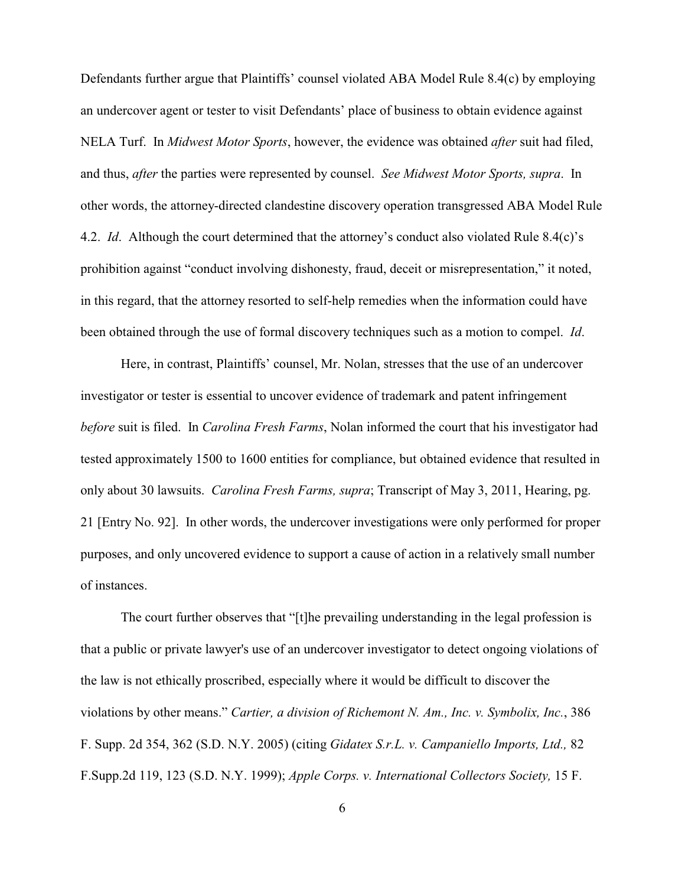Defendants further argue that Plaintiffs' counsel violated ABA Model Rule 8.4(c) by employing an undercover agent or tester to visit Defendants' place of business to obtain evidence against NELA Turf. In *Midwest Motor Sports*, however, the evidence was obtained *after* suit had filed, and thus, *after* the parties were represented by counsel. *See Midwest Motor Sports, supra*. In other words, the attorney-directed clandestine discovery operation transgressed ABA Model Rule 4.2. *Id*. Although the court determined that the attorney's conduct also violated Rule 8.4(c)'s prohibition against "conduct involving dishonesty, fraud, deceit or misrepresentation," it noted, in this regard, that the attorney resorted to self-help remedies when the information could have been obtained through the use of formal discovery techniques such as a motion to compel. *Id*.

Here, in contrast, Plaintiffs' counsel, Mr. Nolan, stresses that the use of an undercover investigator or tester is essential to uncover evidence of trademark and patent infringement *before* suit is filed. In *Carolina Fresh Farms*, Nolan informed the court that his investigator had tested approximately 1500 to 1600 entities for compliance, but obtained evidence that resulted in only about 30 lawsuits. *Carolina Fresh Farms, supra*; Transcript of May 3, 2011, Hearing, pg. 21 [Entry No. 92]. In other words, the undercover investigations were only performed for proper purposes, and only uncovered evidence to support a cause of action in a relatively small number of instances.

The court further observes that "[t]he prevailing understanding in the legal profession is that a public or private lawyer's use of an undercover investigator to detect ongoing violations of the law is not ethically proscribed, especially where it would be difficult to discover the violations by other means." *Cartier, a division of Richemont N. Am., Inc. v. Symbolix, Inc.*, 386 F. Supp. 2d 354, 362 (S.D. N.Y. 2005) (citing *Gidatex S.r.L. v. Campaniello Imports, Ltd.,* 82 F.Supp.2d 119, 123 (S.D. N.Y. 1999); *Apple Corps. v. International Collectors Society,* 15 F.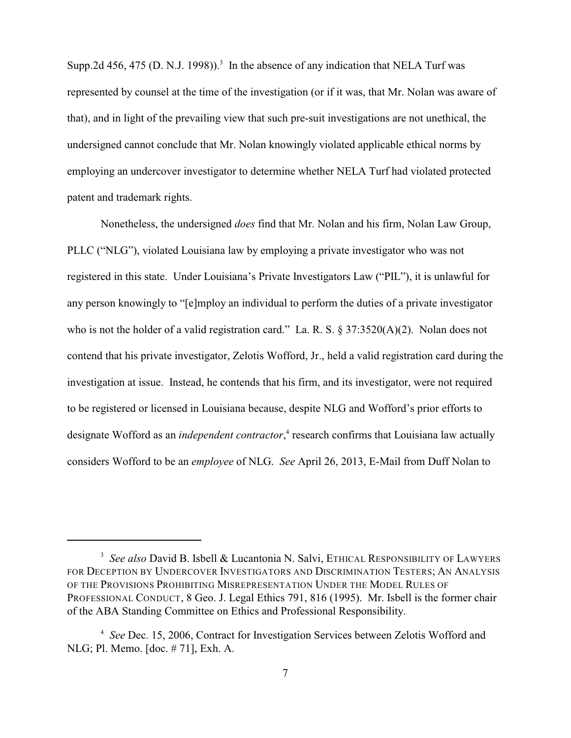Supp.2d 456, 475 (D. N.J. 1998)).[3] In the absence of any indication that NELA Turf was represented by counsel at the time of the investigation (or if it was, that Mr. Nolan was aware of that), and in light of the prevailing view that such pre-suit investigations are not unethical, the undersigned cannot conclude that Mr. Nolan knowingly violated applicable ethical norms by employing an undercover investigator to determine whether NELA Turf had violated protected patent and trademark rights.

Nonetheless, the undersigned *does* find that Mr. Nolan and his firm, Nolan Law Group, PLLC ("NLG"), violated Louisiana law by employing a private investigator who was not registered in this state. Under Louisiana's Private Investigators Law ("PIL"), it is unlawful for any person knowingly to "[e]mploy an individual to perform the duties of a private investigator who is not the holder of a valid registration card." La. R. S. § 37:3520(A)(2). Nolan does not contend that his private investigator, Zelotis Wofford, Jr., held a valid registration card during the investigation at issue. Instead, he contends that his firm, and its investigator, were not required to be registered or licensed in Louisiana because, despite NLG and Wofford's prior efforts to designate Wofford as an *independent contractor*,[4] research confirms that Louisiana law actually considers Wofford to be an *employee* of NLG. *See* April 26, 2013, E-Mail from Duff Nolan to

---

[3] *See also* David B. Isbell & Lucantonia N. Salvi, ETHICAL RESPONSIBILITY OF LAWYERS FOR DECEPTION BY UNDERCOVER INVESTIGATORS AND DISCRIMINATION TESTERS; AN ANALYSIS OF THE PROVISIONS PROHIBITING MISREPRESENTATION UNDER THE MODEL RULES OF PROFESSIONAL CONDUCT, 8 Geo. J. Legal Ethics 791, 816 (1995). Mr. Isbell is the former chair of the ABA Standing Committee on Ethics and Professional Responsibility.

[4] *See* Dec. 15, 2006, Contract for Investigation Services between Zelotis Wofford and NLG; Pl. Memo. [doc. # 71], Exh. A.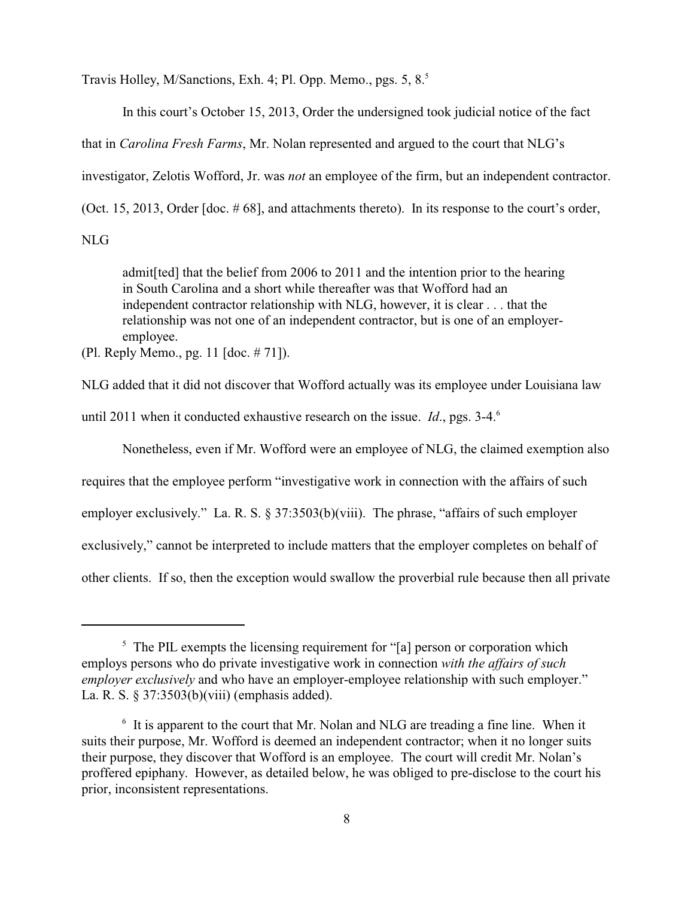Travis Holley, M/Sanctions, Exh. 4; Pl. Opp. Memo., pgs. 5, 8.[5]

In this court's October 15, 2013, Order the undersigned took judicial notice of the fact that in *Carolina Fresh Farms*, Mr. Nolan represented and argued to the court that NLG's investigator, Zelotis Wofford, Jr. was *not* an employee of the firm, but an independent contractor. (Oct. 15, 2013, Order [doc. # 68], and attachments thereto). In its response to the court's order, NLG

> admit[ted] that the belief from 2006 to 2011 and the intention prior to the hearing in South Carolina and a short while thereafter was that Wofford had an independent contractor relationship with NLG, however, it is clear . . . that the relationship was not one of an independent contractor, but is one of an employer-employee.

(Pl. Reply Memo., pg. 11 [doc. # 71]).

NLG added that it did not discover that Wofford actually was its employee under Louisiana law until 2011 when it conducted exhaustive research on the issue. *Id*., pgs. 3-4.[6]

Nonetheless, even if Mr. Wofford were an employee of NLG, the claimed exemption also requires that the employee perform "investigative work in connection with the affairs of such employer exclusively." La. R. S. § 37:3503(b)(viii). The phrase, "affairs of such employer exclusively," cannot be interpreted to include matters that the employer completes on behalf of other clients. If so, then the exception would swallow the proverbial rule because then all private

---

[5] The PIL exempts the licensing requirement for "[a] person or corporation which employs persons who do private investigative work in connection *with the affairs of such employer exclusively* and who have an employer-employee relationship with such employer." La. R. S. § 37:3503(b)(viii) (emphasis added).

[6] It is apparent to the court that Mr. Nolan and NLG are treading a fine line. When it suits their purpose, Mr. Wofford is deemed an independent contractor; when it no longer suits their purpose, they discover that Wofford is an employee. The court will credit Mr. Nolan's proffered epiphany. However, as detailed below, he was obliged to pre-disclose to the court his prior, inconsistent representations.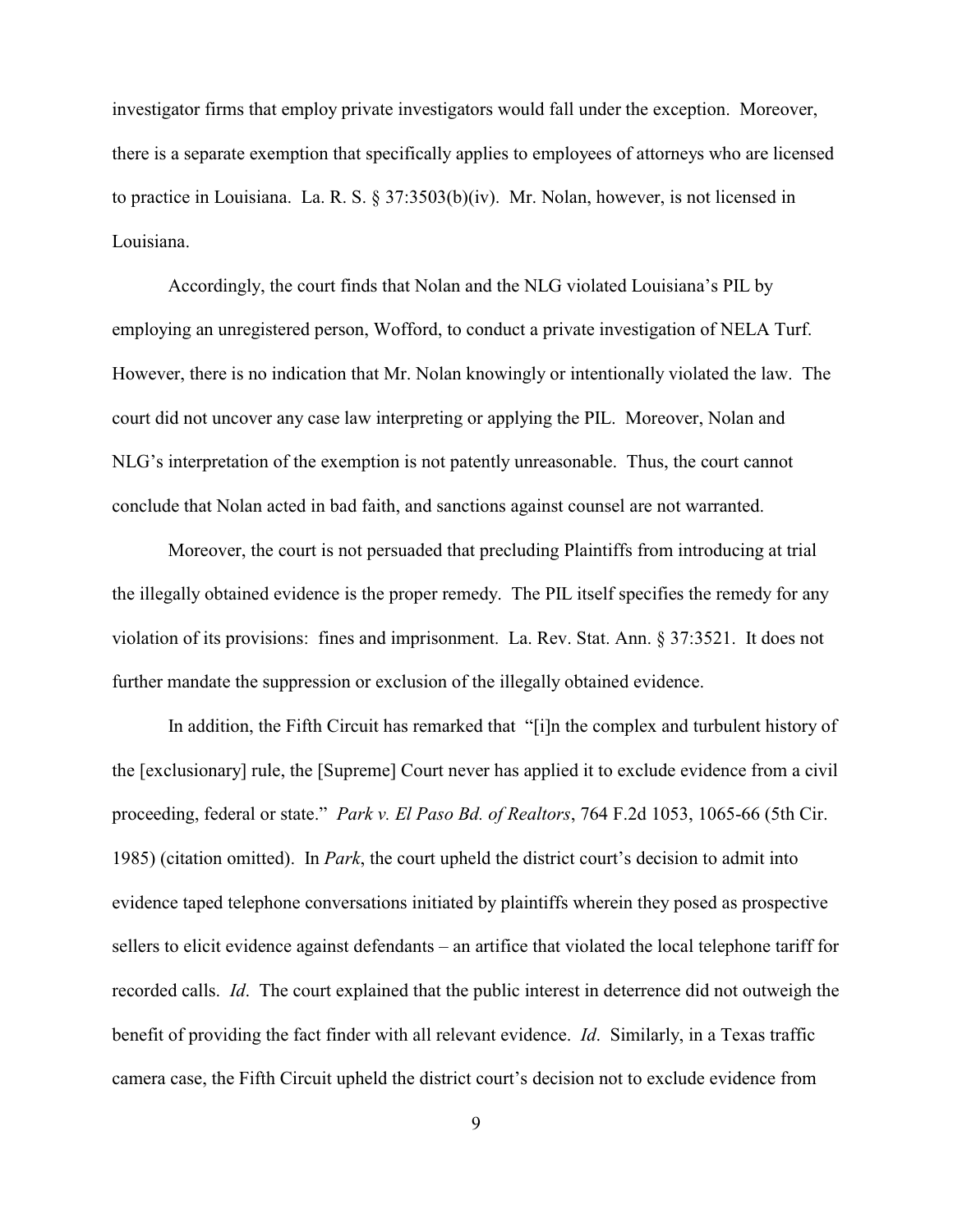investigator firms that employ private investigators would fall under the exception. Moreover, there is a separate exemption that specifically applies to employees of attorneys who are licensed to practice in Louisiana. La. R. S. § 37:3503(b)(iv). Mr. Nolan, however, is not licensed in Louisiana.

Accordingly, the court finds that Nolan and the NLG violated Louisiana's PIL by employing an unregistered person, Wofford, to conduct a private investigation of NELA Turf. However, there is no indication that Mr. Nolan knowingly or intentionally violated the law. The court did not uncover any case law interpreting or applying the PIL. Moreover, Nolan and NLG's interpretation of the exemption is not patently unreasonable. Thus, the court cannot conclude that Nolan acted in bad faith, and sanctions against counsel are not warranted.

Moreover, the court is not persuaded that precluding Plaintiffs from introducing at trial the illegally obtained evidence is the proper remedy. The PIL itself specifies the remedy for any violation of its provisions: fines and imprisonment. La. Rev. Stat. Ann. § 37:3521. It does not further mandate the suppression or exclusion of the illegally obtained evidence.

In addition, the Fifth Circuit has remarked that "[i]n the complex and turbulent history of the [exclusionary] rule, the [Supreme] Court never has applied it to exclude evidence from a civil proceeding, federal or state." *Park v. El Paso Bd. of Realtors*, 764 F.2d 1053, 1065-66 (5th Cir. 1985) (citation omitted). In *Park*, the court upheld the district court's decision to admit into evidence taped telephone conversations initiated by plaintiffs wherein they posed as prospective sellers to elicit evidence against defendants – an artifice that violated the local telephone tariff for recorded calls. *Id*. The court explained that the public interest in deterrence did not outweigh the benefit of providing the fact finder with all relevant evidence. *Id*. Similarly, in a Texas traffic camera case, the Fifth Circuit upheld the district court's decision not to exclude evidence from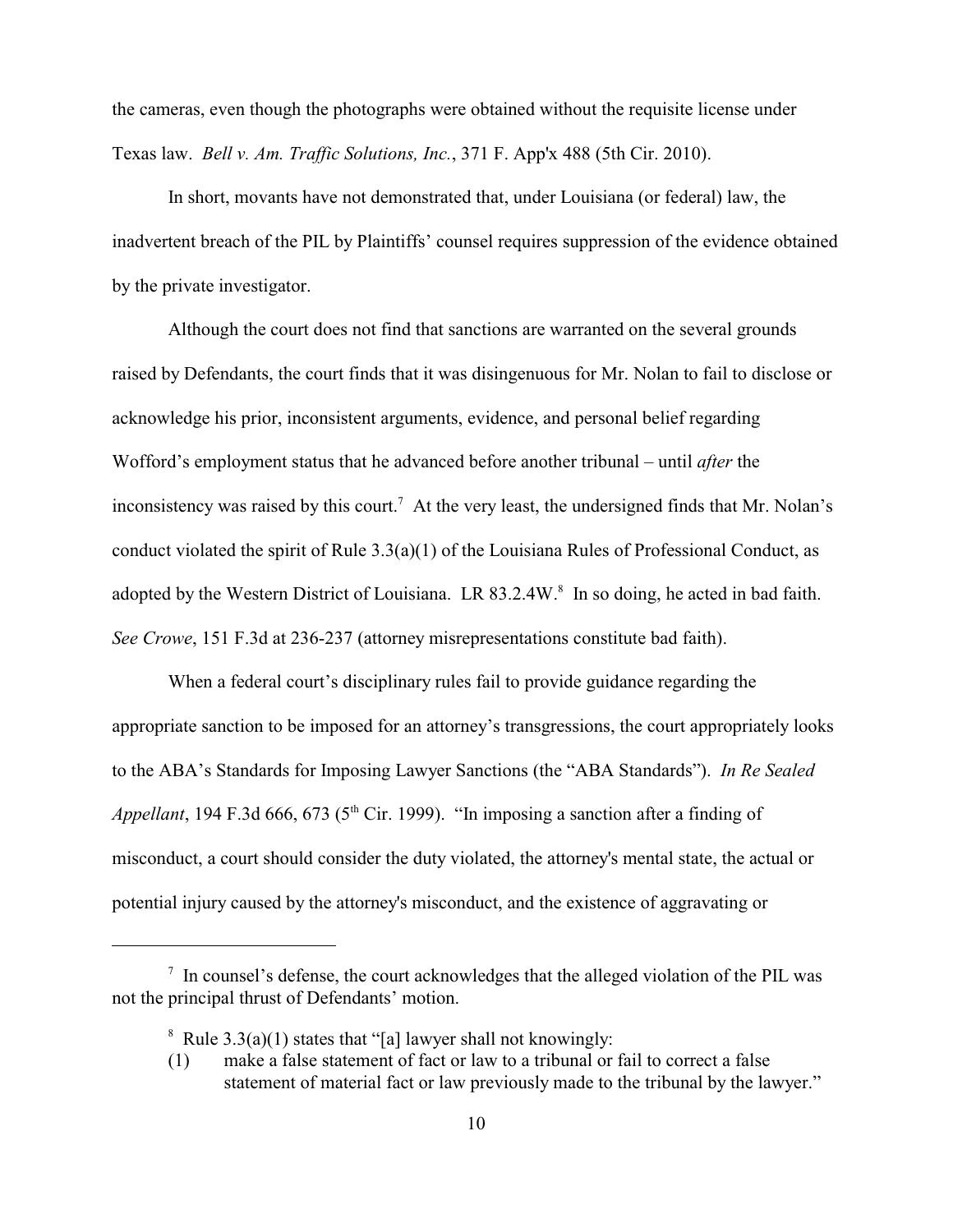the cameras, even though the photographs were obtained without the requisite license under Texas law. *Bell v. Am. Traffic Solutions, Inc.*, 371 F. App'x 488 (5th Cir. 2010).

In short, movants have not demonstrated that, under Louisiana (or federal) law, the inadvertent breach of the PIL by Plaintiffs' counsel requires suppression of the evidence obtained by the private investigator.

Although the court does not find that sanctions are warranted on the several grounds raised by Defendants, the court finds that it was disingenuous for Mr. Nolan to fail to disclose or acknowledge his prior, inconsistent arguments, evidence, and personal belief regarding Wofford's employment status that he advanced before another tribunal – until *after* the inconsistency was raised by this court.[7] At the very least, the undersigned finds that Mr. Nolan's conduct violated the spirit of Rule 3.3(a)(1) of the Louisiana Rules of Professional Conduct, as adopted by the Western District of Louisiana. LR 83.2.4W.[8] In so doing, he acted in bad faith. *See Crowe*, 151 F.3d at 236-237 (attorney misrepresentations constitute bad faith).

When a federal court's disciplinary rules fail to provide guidance regarding the appropriate sanction to be imposed for an attorney's transgressions, the court appropriately looks to the ABA's Standards for Imposing Lawyer Sanctions (the "ABA Standards"). *In Re Sealed Appellant*, 194 F.3d 666, 673 (5th Cir. 1999). "In imposing a sanction after a finding of misconduct, a court should consider the duty violated, the attorney's mental state, the actual or potential injury caused by the attorney's misconduct, and the existence of aggravating or

---

[7] In counsel's defense, the court acknowledges that the alleged violation of the PIL was not the principal thrust of Defendants' motion.

[8] Rule 3.3(a)(1) states that "[a] lawyer shall not knowingly:

(1) make a false statement of fact or law to a tribunal or fail to correct a false statement of material fact or law previously made to the tribunal by the lawyer."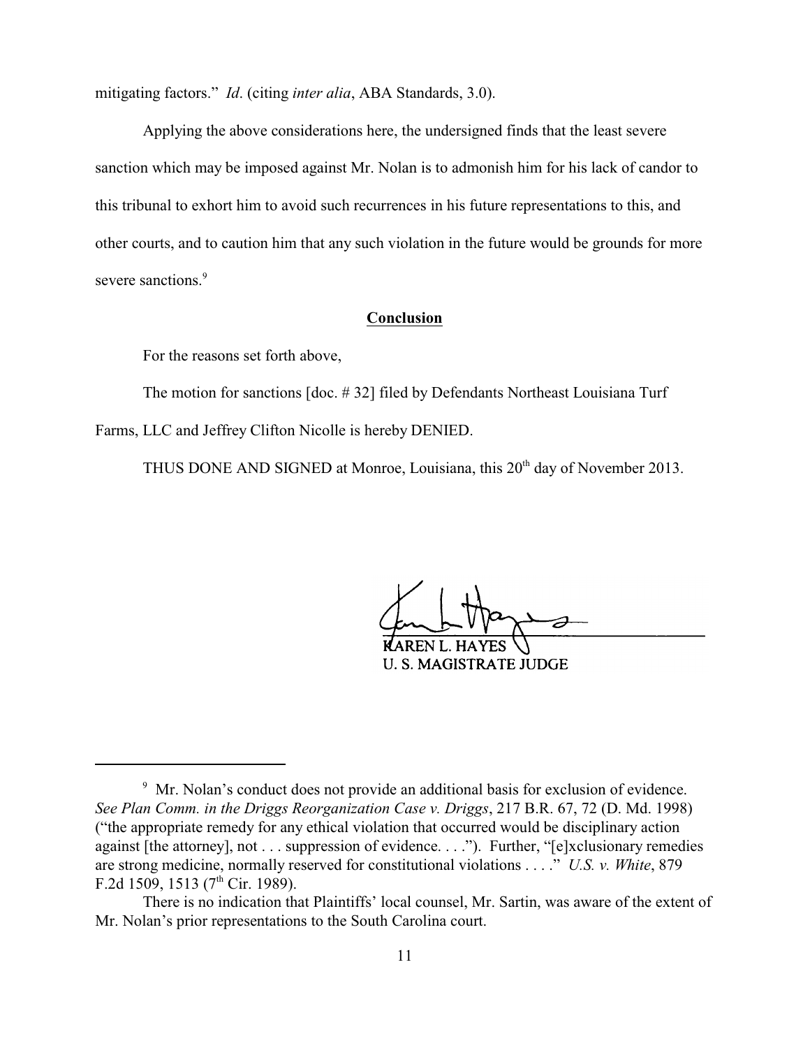mitigating factors." *Id*. (citing *inter alia*, ABA Standards, 3.0).

Applying the above considerations here, the undersigned finds that the least severe sanction which may be imposed against Mr. Nolan is to admonish him for his lack of candor to this tribunal to exhort him to avoid such recurrences in his future representations to this, and other courts, and to caution him that any such violation in the future would be grounds for more severe sanctions.[9]

## Conclusion

For the reasons set forth above,

The motion for sanctions [doc. # 32] filed by Defendants Northeast Louisiana Turf Farms, LLC and Jeffrey Clifton Nicolle is hereby DENIED.

THUS DONE AND SIGNED at Monroe, Louisiana, this 20th day of November 2013.

KAREN L. HAYES
U. S. MAGISTRATE JUDGE

---

[9] Mr. Nolan's conduct does not provide an additional basis for exclusion of evidence. *See Plan Comm. in the Driggs Reorganization Case v. Driggs*, 217 B.R. 67, 72 (D. Md. 1998) ("the appropriate remedy for any ethical violation that occurred would be disciplinary action against [the attorney], not . . . suppression of evidence. . . ."). Further, "[e]xclusionary remedies are strong medicine, normally reserved for constitutional violations . . . ." *U.S. v. White*, 879 F.2d 1509, 1513 (7th Cir. 1989).

There is no indication that Plaintiffs' local counsel, Mr. Sartin, was aware of the extent of Mr. Nolan's prior representations to the South Carolina court.